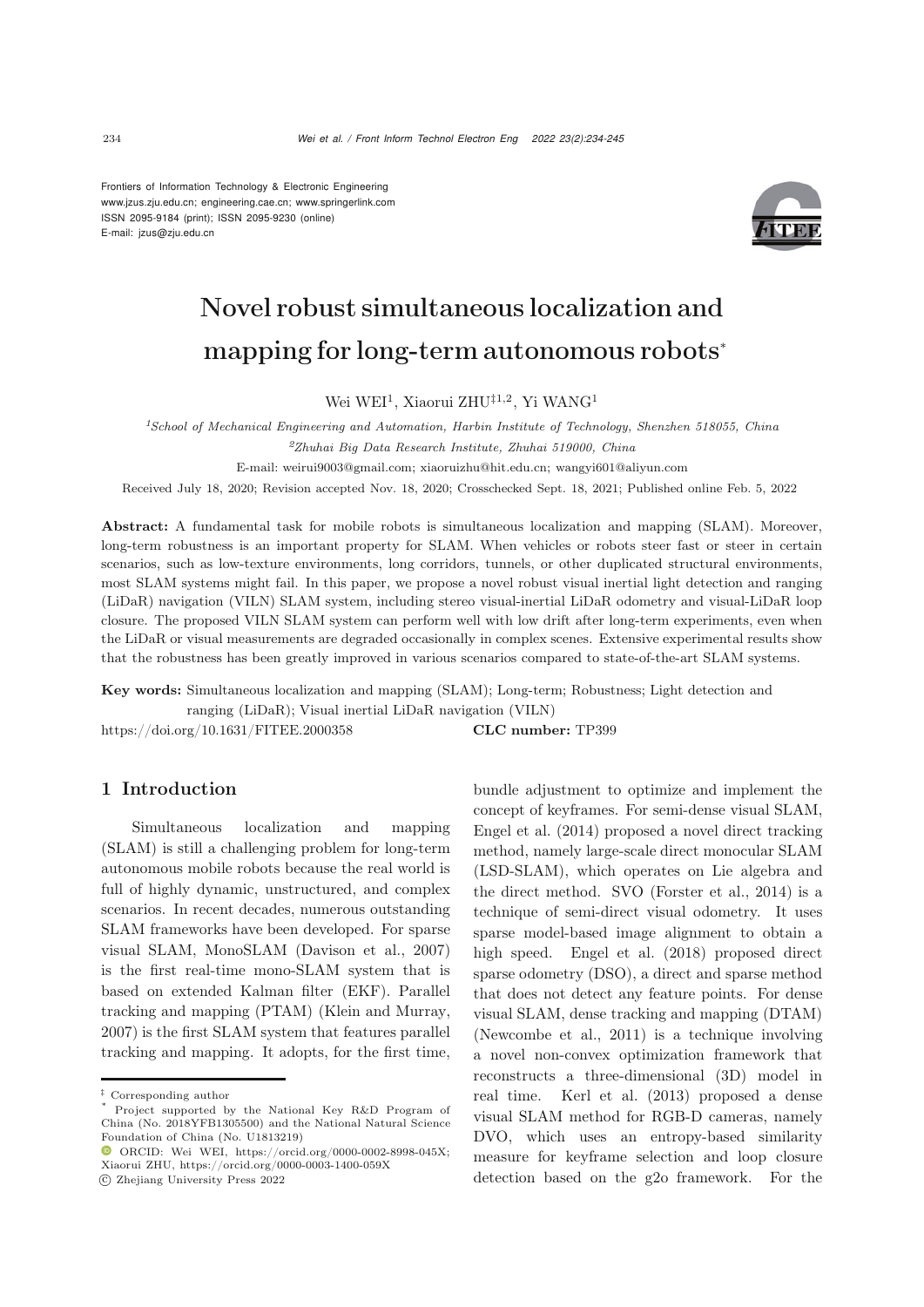Frontiers of Information Technology & Electronic Engineering
www.jzus.zju.edu.cn; engineering.cae.cn; www.springerlink.com
ISSN 2095-9184 (print); ISSN 2095-9230 (online)
E-mail: jzus@zju.edu.cn

# Novel robust simultaneous localization and mapping for long-term autonomous robots*

Wei WEI[1], Xiaorui ZHU[‡1,2], Yi WANG[1]

[1]*School of Mechanical Engineering and Automation, Harbin Institute of Technology, Shenzhen 518055, China*

[2]*Zhuhai Big Data Research Institute, Zhuhai 519000, China*

E-mail: weirui9003@gmail.com; xiaoruizhu@hit.edu.cn; wangyi601@aliyun.com

Received July 18, 2020; Revision accepted Nov. 18, 2020; Crosschecked Sept. 18, 2021; Published online Feb. 5, 2022

**Abstract:** A fundamental task for mobile robots is simultaneous localization and mapping (SLAM). Moreover, long-term robustness is an important property for SLAM. When vehicles or robots steer fast or steer in certain scenarios, such as low-texture environments, long corridors, tunnels, or other duplicated structural environments, most SLAM systems might fail. In this paper, we propose a novel robust visual inertial light detection and ranging (LiDaR) navigation (VILN) SLAM system, including stereo visual-inertial LiDaR odometry and visual-LiDaR loop closure. The proposed VILN SLAM system can perform well with low drift after long-term experiments, even when the LiDaR or visual measurements are degraded occasionally in complex scenes. Extensive experimental results show that the robustness has been greatly improved in various scenarios compared to state-of-the-art SLAM systems.

**Key words:** Simultaneous localization and mapping (SLAM); Long-term; Robustness; Light detection and ranging (LiDaR); Visual inertial LiDaR navigation (VILN)

https://doi.org/10.1631/FITEE.2000358 **CLC number:** TP399

## 1 Introduction

Simultaneous localization and mapping (SLAM) is still a challenging problem for long-term autonomous mobile robots because the real world is full of highly dynamic, unstructured, and complex scenarios. In recent decades, numerous outstanding SLAM frameworks have been developed. For sparse visual SLAM, MonoSLAM (Davison et al., 2007) is the first real-time mono-SLAM system that is based on extended Kalman filter (EKF). Parallel tracking and mapping (PTAM) (Klein and Murray, 2007) is the first SLAM system that features parallel tracking and mapping. It adopts, for the first time, bundle adjustment to optimize and implement the concept of keyframes. For semi-dense visual SLAM, Engel et al. (2014) proposed a novel direct tracking method, namely large-scale direct monocular SLAM (LSD-SLAM), which operates on Lie algebra and the direct method. SVO (Forster et al., 2014) is a technique of semi-direct visual odometry. It uses sparse model-based image alignment to obtain a high speed. Engel et al. (2018) proposed direct sparse odometry (DSO), a direct and sparse method that does not detect any feature points. For dense visual SLAM, dense tracking and mapping (DTAM) (Newcombe et al., 2011) is a technique involving a novel non-convex optimization framework that reconstructs a three-dimensional (3D) model in real time. Kerl et al. (2013) proposed a dense visual SLAM method for RGB-D cameras, namely DVO, which uses an entropy-based similarity measure for keyframe selection and loop closure detection based on the g2o framework. For the

‡ Corresponding author

\* Project supported by the National Key R&D Program of China (No. 2018YFB1305500) and the National Natural Science Foundation of China (No. U1813219)

ORCID: Wei WEI, https://orcid.org/0000-0002-8998-045X; Xiaorui ZHU, https://orcid.org/0000-0003-1400-059X

© Zhejiang University Press 2022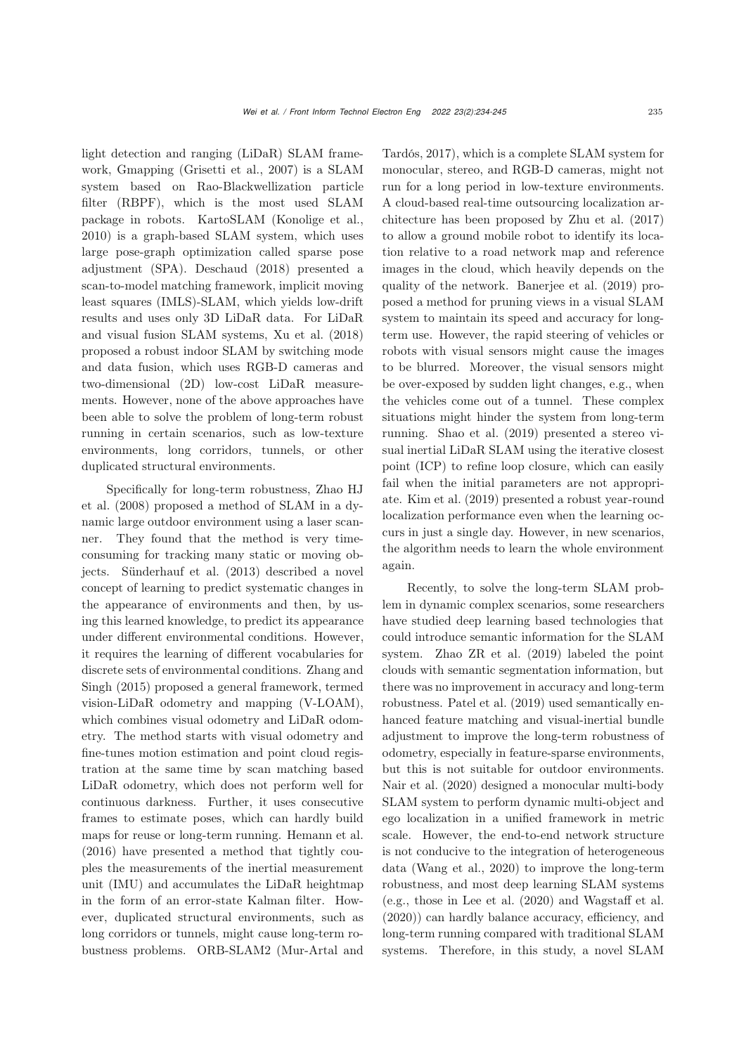light detection and ranging (LiDaR) SLAM framework, Gmapping (Grisetti et al., 2007) is a SLAM system based on Rao-Blackwellization particle filter (RBPF), which is the most used SLAM package in robots. KartoSLAM (Konolige et al., 2010) is a graph-based SLAM system, which uses large pose-graph optimization called sparse pose adjustment (SPA). Deschaud (2018) presented a scan-to-model matching framework, implicit moving least squares (IMLS)-SLAM, which yields low-drift results and uses only 3D LiDaR data. For LiDaR and visual fusion SLAM systems, Xu et al. (2018) proposed a robust indoor SLAM by switching mode and data fusion, which uses RGB-D cameras and two-dimensional (2D) low-cost LiDaR measurements. However, none of the above approaches have been able to solve the problem of long-term robust running in certain scenarios, such as low-texture environments, long corridors, tunnels, or other duplicated structural environments.

Specifically for long-term robustness, Zhao HJ et al. (2008) proposed a method of SLAM in a dynamic large outdoor environment using a laser scanner. They found that the method is very time-consuming for tracking many static or moving objects. Sünderhauf et al. (2013) described a novel concept of learning to predict systematic changes in the appearance of environments and then, by using this learned knowledge, to predict its appearance under different environmental conditions. However, it requires the learning of different vocabularies for discrete sets of environmental conditions. Zhang and Singh (2015) proposed a general framework, termed vision-LiDaR odometry and mapping (V-LOAM), which combines visual odometry and LiDaR odometry. The method starts with visual odometry and fine-tunes motion estimation and point cloud registration at the same time by scan matching based LiDaR odometry, which does not perform well for continuous darkness. Further, it uses consecutive frames to estimate poses, which can hardly build maps for reuse or long-term running. Hemann et al. (2016) have presented a method that tightly couples the measurements of the inertial measurement unit (IMU) and accumulates the LiDaR heightmap in the form of an error-state Kalman filter. However, duplicated structural environments, such as long corridors or tunnels, might cause long-term robustness problems. ORB-SLAM2 (Mur-Artal and Tardós, 2017), which is a complete SLAM system for monocular, stereo, and RGB-D cameras, might not run for a long period in low-texture environments. A cloud-based real-time outsourcing localization architecture has been proposed by Zhu et al. (2017) to allow a ground mobile robot to identify its location relative to a road network map and reference images in the cloud, which heavily depends on the quality of the network. Banerjee et al. (2019) proposed a method for pruning views in a visual SLAM system to maintain its speed and accuracy for long-term use. However, the rapid steering of vehicles or robots with visual sensors might cause the images to be blurred. Moreover, the visual sensors might be over-exposed by sudden light changes, e.g., when the vehicles come out of a tunnel. These complex situations might hinder the system from long-term running. Shao et al. (2019) presented a stereo visual inertial LiDaR SLAM using the iterative closest point (ICP) to refine loop closure, which can easily fail when the initial parameters are not appropriate. Kim et al. (2019) presented a robust year-round localization performance even when the learning occurs in just a single day. However, in new scenarios, the algorithm needs to learn the whole environment again.

Recently, to solve the long-term SLAM problem in dynamic complex scenarios, some researchers have studied deep learning based technologies that could introduce semantic information for the SLAM system. Zhao ZR et al. (2019) labeled the point clouds with semantic segmentation information, but there was no improvement in accuracy and long-term robustness. Patel et al. (2019) used semantically enhanced feature matching and visual-inertial bundle adjustment to improve the long-term robustness of odometry, especially in feature-sparse environments, but this is not suitable for outdoor environments. Nair et al. (2020) designed a monocular multi-body SLAM system to perform dynamic multi-object and ego localization in a unified framework in metric scale. However, the end-to-end network structure is not conducive to the integration of heterogeneous data (Wang et al., 2020) to improve the long-term robustness, and most deep learning SLAM systems (e.g., those in Lee et al. (2020) and Wagstaff et al. (2020)) can hardly balance accuracy, efficiency, and long-term running compared with traditional SLAM systems. Therefore, in this study, a novel SLAM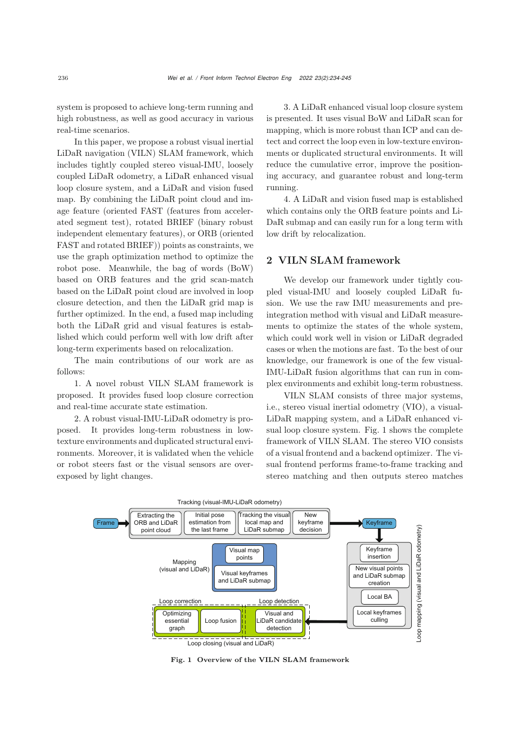system is proposed to achieve long-term running and high robustness, as well as good accuracy in various real-time scenarios.

In this paper, we propose a robust visual inertial LiDaR navigation (VILN) SLAM framework, which includes tightly coupled stereo visual-IMU, loosely coupled LiDaR odometry, a LiDaR enhanced visual loop closure system, and a LiDaR and vision fused map. By combining the LiDaR point cloud and image feature (oriented FAST (features from accelerated segment test), rotated BRIEF (binary robust independent elementary features), or ORB (oriented FAST and rotated BRIEF)) points as constraints, we use the graph optimization method to optimize the robot pose. Meanwhile, the bag of words (BoW) based on ORB features and the grid scan-match based on the LiDaR point cloud are involved in loop closure detection, and then the LiDaR grid map is further optimized. In the end, a fused map including both the LiDaR grid and visual features is established which could perform well with low drift after long-term experiments based on relocalization.

The main contributions of our work are as follows:

1. A novel robust VILN SLAM framework is proposed. It provides fused loop closure correction and real-time accurate state estimation.

2. A robust visual-IMU-LiDaR odometry is proposed. It provides long-term robustness in low-texture environments and duplicated structural environments. Moreover, it is validated when the vehicle or robot steers fast or the visual sensors are over-exposed by light changes.

3. A LiDaR enhanced visual loop closure system is presented. It uses visual BoW and LiDaR scan for mapping, which is more robust than ICP and can detect and correct the loop even in low-texture environments or duplicated structural environments. It will reduce the cumulative error, improve the positioning accuracy, and guarantee robust and long-term running.

4. A LiDaR and vision fused map is established which contains only the ORB feature points and LiDaR submap and can easily run for a long term with low drift by relocalization.

## 2 VILN SLAM framework

We develop our framework under tightly coupled visual-IMU and loosely coupled LiDaR fusion. We use the raw IMU measurements and pre-integration method with visual and LiDaR measurements to optimize the states of the whole system, which could work well in vision or LiDaR degraded cases or when the motions are fast. To the best of our knowledge, our framework is one of the few visual-IMU-LiDaR fusion algorithms that can run in complex environments and exhibit long-term robustness.

VILN SLAM consists of three major systems, i.e., stereo visual inertial odometry (VIO), a visual-LiDaR mapping system, and a LiDaR enhanced visual loop closure system. Fig. 1 shows the complete framework of VILN SLAM. The stereo VIO consists of a visual frontend and a backend optimizer. The visual frontend performs frame-to-frame tracking and stereo matching and then outputs stereo matches

**Fig. 1 Overview of the VILN SLAM framework**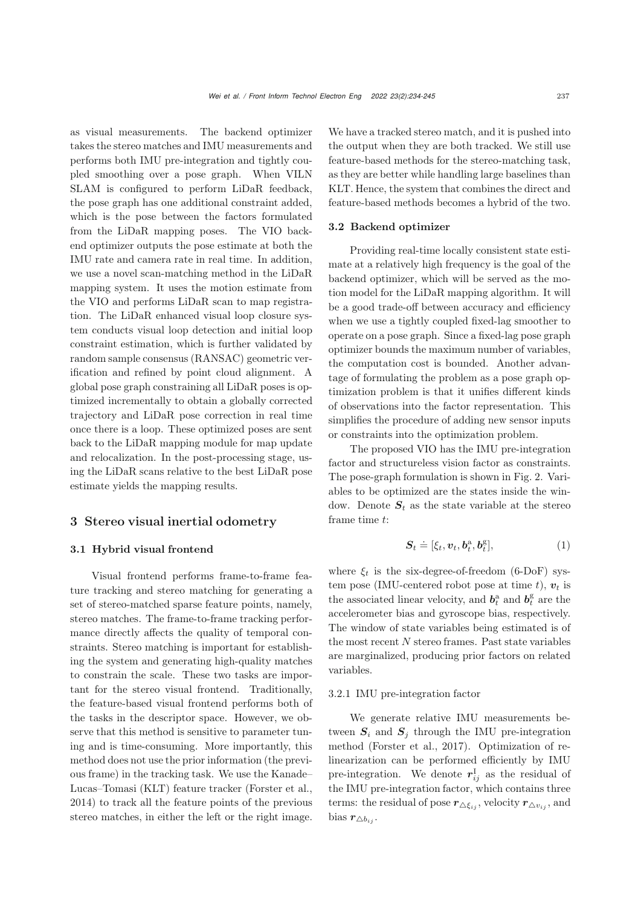as visual measurements. The backend optimizer takes the stereo matches and IMU measurements and performs both IMU pre-integration and tightly coupled smoothing over a pose graph. When VILN SLAM is configured to perform LiDaR feedback, the pose graph has one additional constraint added, which is the pose between the factors formulated from the LiDaR mapping poses. The VIO backend optimizer outputs the pose estimate at both the IMU rate and camera rate in real time. In addition, we use a novel scan-matching method in the LiDaR mapping system. It uses the motion estimate from the VIO and performs LiDaR scan to map registration. The LiDaR enhanced visual loop closure system conducts visual loop detection and initial loop constraint estimation, which is further validated by random sample consensus (RANSAC) geometric verification and refined by point cloud alignment. A global pose graph constraining all LiDaR poses is optimized incrementally to obtain a globally corrected trajectory and LiDaR pose correction in real time once there is a loop. These optimized poses are sent back to the LiDaR mapping module for map update and relocalization. In the post-processing stage, using the LiDaR scans relative to the best LiDaR pose estimate yields the mapping results.

## 3 Stereo visual inertial odometry

### 3.1 Hybrid visual frontend

Visual frontend performs frame-to-frame feature tracking and stereo matching for generating a set of stereo-matched sparse feature points, namely, stereo matches. The frame-to-frame tracking performance directly affects the quality of temporal constraints. Stereo matching is important for establishing the system and generating high-quality matches to constrain the scale. These two tasks are important for the stereo visual frontend. Traditionally, the feature-based visual frontend performs both of the tasks in the descriptor space. However, we observe that this method is sensitive to parameter tuning and is time-consuming. More importantly, this method does not use the prior information (the previous frame) in the tracking task. We use the Kanade–Lucas–Tomasi (KLT) feature tracker (Forster et al., 2014) to track all the feature points of the previous stereo matches, in either the left or the right image. We have a tracked stereo match, and it is pushed into the output when they are both tracked. We still use feature-based methods for the stereo-matching task, as they are better while handling large baselines than KLT. Hence, the system that combines the direct and feature-based methods becomes a hybrid of the two.

### 3.2 Backend optimizer

Providing real-time locally consistent state estimate at a relatively high frequency is the goal of the backend optimizer, which will be served as the motion model for the LiDaR mapping algorithm. It will be a good trade-off between accuracy and efficiency when we use a tightly coupled fixed-lag smoother to operate on a pose graph. Since a fixed-lag pose graph optimizer bounds the maximum number of variables, the computation cost is bounded. Another advantage of formulating the problem as a pose graph optimization problem is that it unifies different kinds of observations into the factor representation. This simplifies the procedure of adding new sensor inputs or constraints into the optimization problem.

The proposed VIO has the IMU pre-integration factor and structureless vision factor as constraints. The pose-graph formulation is shown in Fig. 2. Variables to be optimized are the states inside the window. Denote $\boldsymbol{S}_t$ as the state variable at the stereo frame time $t$:

$$\boldsymbol{S}_t \doteq [\xi_t, \boldsymbol{v}_t, \boldsymbol{b}_t^{\mathrm{a}}, \boldsymbol{b}_t^{\mathrm{g}}], \tag{1}$$

where $\xi_t$ is the six-degree-of-freedom (6-DoF) system pose (IMU-centered robot pose at time $t$), $\boldsymbol{v}_t$ is the associated linear velocity, and $\boldsymbol{b}_t^{\mathrm{a}}$ and $\boldsymbol{b}_t^{\mathrm{g}}$ are the accelerometer bias and gyroscope bias, respectively. The window of state variables being estimated is of the most recent $N$ stereo frames. Past state variables are marginalized, producing prior factors on related variables.

#### 3.2.1 IMU pre-integration factor

We generate relative IMU measurements between $\boldsymbol{S}_i$ and $\boldsymbol{S}_j$ through the IMU pre-integration method (Forster et al., 2017). Optimization of relinearization can be performed efficiently by IMU pre-integration. We denote $\boldsymbol{r}_{ij}^{\mathrm{I}}$ as the residual of the IMU pre-integration factor, which contains three terms: the residual of pose $\boldsymbol{r}_{\triangle\xi_{ij}}$, velocity $\boldsymbol{r}_{\triangle v_{ij}}$, and bias $\boldsymbol{r}_{\triangle b_{ij}}$.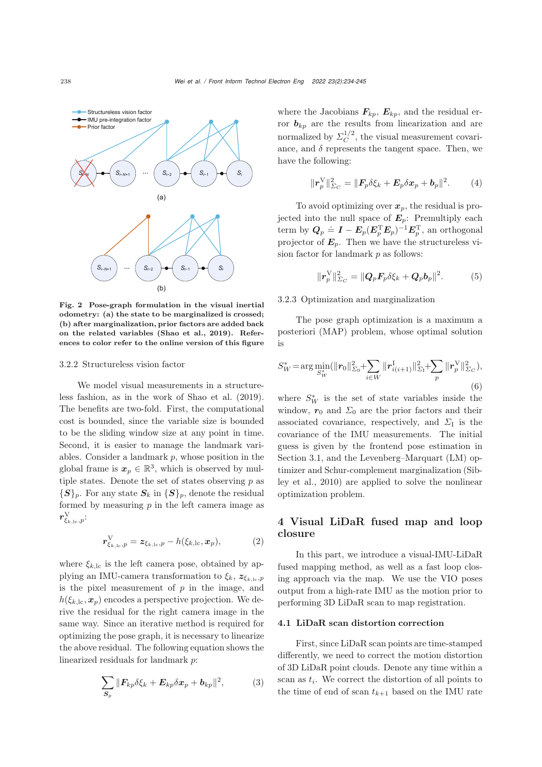Fig. 2 **Pose-graph formulation in the visual inertial odometry: (a) the state to be marginalized is crossed; (b) after marginalization, prior factors are added back on the related variables (Shao et al., 2019). References to color refer to the online version of this figure**

### 3.2.2 Structureless vision factor

We model visual measurements in a structureless fashion, as in the work of Shao et al. (2019). The benefits are two-fold. First, the computational cost is bounded, since the variable size is bounded to be the sliding window size at any point in time. Second, it is easier to manage the landmark variables. Consider a landmark $p$, whose position in the global frame is $\boldsymbol{x}_p \in \mathbb{R}^3$, which is observed by multiple states. Denote the set of states observing $p$ as $\{\boldsymbol{S}\}_p$. For any state $\boldsymbol{S}_k$ in $\{\boldsymbol{S}\}_p$, denote the residual formed by measuring $p$ in the left camera image as $\boldsymbol{r}^{\mathrm{V}}_{\xi_{k,\mathrm{lc}},p}$:

$$\boldsymbol{r}^{\mathrm{V}}_{\xi_{k,\mathrm{lc}},p} = \boldsymbol{z}_{\xi_{k,\mathrm{lc}},p} - h(\xi_{k,\mathrm{lc}}, \boldsymbol{x}_p), \tag{2}$$

where $\xi_{k,\mathrm{lc}}$ is the left camera pose, obtained by applying an IMU-camera transformation to $\xi_k$, $\boldsymbol{z}_{\xi_{k,\mathrm{lc}},p}$ is the pixel measurement of $p$ in the image, and $h(\xi_{k,\mathrm{lc}}, \boldsymbol{x}_p)$ encodes a perspective projection. We derive the residual for the right camera image in the same way. Since an iterative method is required for optimizing the pose graph, it is necessary to linearize the above residual. The following equation shows the linearized residuals for landmark $p$:

$$\sum_{\boldsymbol{S}_p} \|\boldsymbol{F}_{kp}\delta\xi_k + \boldsymbol{E}_{kp}\delta\boldsymbol{x}_p + \boldsymbol{b}_{kp}\|^2, \tag{3}$$

where the Jacobians $\boldsymbol{F}_{kp}$, $\boldsymbol{E}_{kp}$, and the residual error $\boldsymbol{b}_{kp}$ are the results from linearization and are normalized by $\Sigma_C^{1/2}$, the visual measurement covariance, and $\delta$ represents the tangent space. Then, we have the following:

$$\|\boldsymbol{r}^{\mathrm{V}}_p\|^2_{\Sigma_C} = \|\boldsymbol{F}_p\delta\xi_k + \boldsymbol{E}_p\delta\boldsymbol{x}_p + \boldsymbol{b}_p\|^2. \tag{4}$$

To avoid optimizing over $\boldsymbol{x}_p$, the residual is projected into the null space of $\boldsymbol{E}_p$: Premultiply each term by $\boldsymbol{Q}_p \doteq \boldsymbol{I} - \boldsymbol{E}_p(\boldsymbol{E}_p^{\mathrm{T}}\boldsymbol{E}_p)^{-1}\boldsymbol{E}_p^{\mathrm{T}}$, an orthogonal projector of $\boldsymbol{E}_p$. Then we have the structureless vision factor for landmark $p$ as follows:

$$\|\boldsymbol{r}^{\mathrm{V}}_p\|^2_{\Sigma_C} = \|\boldsymbol{Q}_p\boldsymbol{F}_p\delta\xi_k + \boldsymbol{Q}_p\boldsymbol{b}_p\|^2. \tag{5}$$

### 3.2.3 Optimization and marginalization

The pose graph optimization is a maximum a posteriori (MAP) problem, whose optimal solution is

$$S^*_W = \arg\min_{S^*_W}(\|\boldsymbol{r}_0\|^2_{\Sigma_0} + \sum_{i\in W}\|\boldsymbol{r}^{\mathrm{I}}_{i(i+1)}\|^2_{\Sigma_{\mathrm{I}}} + \sum_p\|\boldsymbol{r}^{\mathrm{V}}_p\|^2_{\Sigma_C}), \tag{6}$$

where $S^*_W$ is the set of state variables inside the window, $\boldsymbol{r}_0$ and $\Sigma_0$ are the prior factors and their associated covariance, respectively, and $\Sigma_{\mathrm{I}}$ is the covariance of the IMU measurements. The initial guess is given by the frontend pose estimation in Section 3.1, and the Levenberg–Marquart (LM) optimizer and Schur-complement marginalization (Sibley et al., 2010) are applied to solve the nonlinear optimization problem.

# 4 Visual LiDaR fused map and loop closure

In this part, we introduce a visual-IMU-LiDaR fused mapping method, as well as a fast loop closing approach via the map. We use the VIO poses output from a high-rate IMU as the motion prior to performing 3D LiDaR scan to map registration.

## 4.1 LiDaR scan distortion correction

First, since LiDaR scan points are time-stamped differently, we need to correct the motion distortion of 3D LiDaR point clouds. Denote any time within a scan as $t_i$. We correct the distortion of all points to the time of end of scan $t_{k+1}$ based on the IMU rate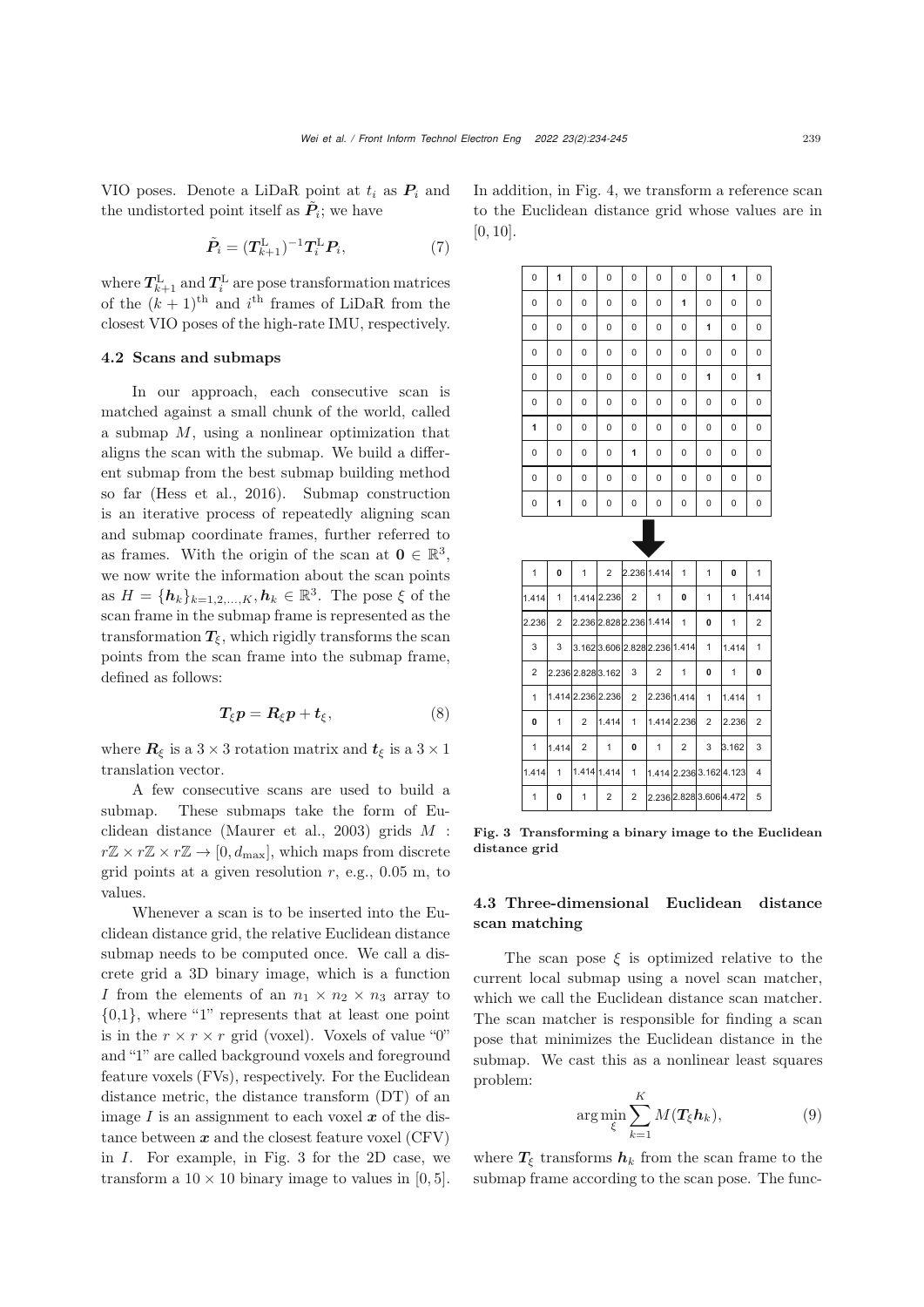VIO poses. Denote a LiDaR point at $t_i$ as $\boldsymbol{P}_i$ and the undistorted point itself as $\tilde{\boldsymbol{P}}_i$; we have

$$\tilde{\boldsymbol{P}}_i = (\boldsymbol{T}_{k+1}^{\mathrm{L}})^{-1}\boldsymbol{T}_i^{\mathrm{L}}\boldsymbol{P}_i, \tag{7}$$

where $\boldsymbol{T}_{k+1}^{\mathrm{L}}$ and $\boldsymbol{T}_i^{\mathrm{L}}$ are pose transformation matrices of the $(k+1)^{\text{th}}$ and $i^{\text{th}}$ frames of LiDaR from the closest VIO poses of the high-rate IMU, respectively.

### 4.2 Scans and submaps

In our approach, each consecutive scan is matched against a small chunk of the world, called a submap $M$, using a nonlinear optimization that aligns the scan with the submap. We build a different submap from the best submap building method so far (Hess et al., 2016). Submap construction is an iterative process of repeatedly aligning scan and submap coordinate frames, further referred to as frames. With the origin of the scan at $\boldsymbol{0} \in \mathbb{R}^3$, we now write the information about the scan points as $H = \{\boldsymbol{h}_k\}_{k=1,2,\dots,K}, \boldsymbol{h}_k \in \mathbb{R}^3$. The pose $\xi$ of the scan frame in the submap frame is represented as the transformation $\boldsymbol{T}_\xi$, which rigidly transforms the scan points from the scan frame into the submap frame, defined as follows:

$$\boldsymbol{T}_\xi \boldsymbol{p} = \boldsymbol{R}_\xi \boldsymbol{p} + \boldsymbol{t}_\xi, \tag{8}$$

where $\boldsymbol{R}_\xi$ is a $3\times 3$ rotation matrix and $\boldsymbol{t}_\xi$ is a $3\times 1$ translation vector.

A few consecutive scans are used to build a submap. These submaps take the form of Euclidean distance (Maurer et al., 2003) grids $M: r\mathbb{Z}\times r\mathbb{Z}\times r\mathbb{Z} \rightarrow [0, d_{\max}]$, which maps from discrete grid points at a given resolution $r$, e.g., 0.05 m, to values.

Whenever a scan is to be inserted into the Euclidean distance grid, the relative Euclidean distance submap needs to be computed once. We call a discrete grid a 3D binary image, which is a function $I$ from the elements of an $n_1 \times n_2 \times n_3$ array to {0,1}, where "1" represents that at least one point is in the $r\times r\times r$ grid (voxel). Voxels of value "0" and "1" are called background voxels and foreground feature voxels (FVs), respectively. For the Euclidean distance metric, the distance transform (DT) of an image $I$ is an assignment to each voxel $\boldsymbol{x}$ of the distance between $\boldsymbol{x}$ and the closest feature voxel (CFV) in $I$. For example, in Fig. 3 for the 2D case, we transform a $10\times 10$ binary image to values in $[0, 5]$. In addition, in Fig. 4, we transform a reference scan to the Euclidean distance grid whose values are in $[0, 10]$.

| 0 | **1** | 0 | 0 | 0 | 0 | 0 | 0 | **1** | 0 |
|---|---|---|---|---|---|---|---|---|---|
| 0 | 0 | 0 | 0 | 0 | 0 | **1** | 0 | 0 | 0 |
| 0 | 0 | 0 | 0 | 0 | 0 | 0 | **1** | 0 | 0 |
| 0 | 0 | 0 | 0 | 0 | 0 | 0 | 0 | 0 | 0 |
| 0 | 0 | 0 | 0 | 0 | 0 | 0 | **1** | 0 | **1** |
| 0 | 0 | 0 | 0 | 0 | 0 | 0 | 0 | 0 | 0 |
| **1** | 0 | 0 | 0 | 0 | 0 | 0 | 0 | 0 | 0 |
| 0 | 0 | 0 | 0 | **1** | 0 | 0 | 0 | 0 | 0 |
| 0 | 0 | 0 | 0 | 0 | 0 | 0 | 0 | 0 | 0 |
| 0 | **1** | 0 | 0 | 0 | 0 | 0 | 0 | 0 | 0 |

| 1 | **0** | 1 | 2 | 2.236 | 1.414 | 1 | 1 | **0** | 1 |
|---|---|---|---|---|---|---|---|---|---|
| 1.414 | 1 | 1.414 | 2.236 | 2 | 1 | **0** | 1 | 1 | 1.414 |
| 2.236 | 2 | 2.236 | 2.828 | 2.236 | 1.414 | 1 | **0** | 1 | 2 |
| 3 | 3 | 3.162 | 3.606 | 2.828 | 2.236 | 1.414 | 1 | 1.414 | 1 |
| 2 | 2.236 | 2.828 | 3.162 | 3 | 2 | 1 | **0** | 1 | **0** |
| 1 | 1.414 | 2.236 | 2.236 | 2 | 2.236 | 1.414 | 1 | 1.414 | 1 |
| **0** | 1 | 2 | 1.414 | 1 | 1.414 | 2.236 | 2 | 2.236 | 2 |
| 1 | 1.414 | 2 | 1 | **0** | 1 | 2 | 3 | 3.162 | 3 |
| 1.414 | 1 | 1.414 | 1.414 | 1 | 1.414 | 2.236 | 3.162 | 4.123 | 4 |
| 1 | **0** | 1 | 2 | 2 | 2.236 | 2.828 | 3.606 | 4.472 | 5 |

**Fig. 3 Transforming a binary image to the Euclidean distance grid**

### 4.3 Three-dimensional Euclidean distance scan matching

The scan pose $\xi$ is optimized relative to the current local submap using a novel scan matcher, which we call the Euclidean distance scan matcher. The scan matcher is responsible for finding a scan pose that minimizes the Euclidean distance in the submap. We cast this as a nonlinear least squares problem:

$$\arg\min_{\xi} \sum_{k=1}^{K} M(\boldsymbol{T}_\xi \boldsymbol{h}_k), \tag{9}$$

where $\boldsymbol{T}_\xi$ transforms $\boldsymbol{h}_k$ from the scan frame to the submap frame according to the scan pose. The func-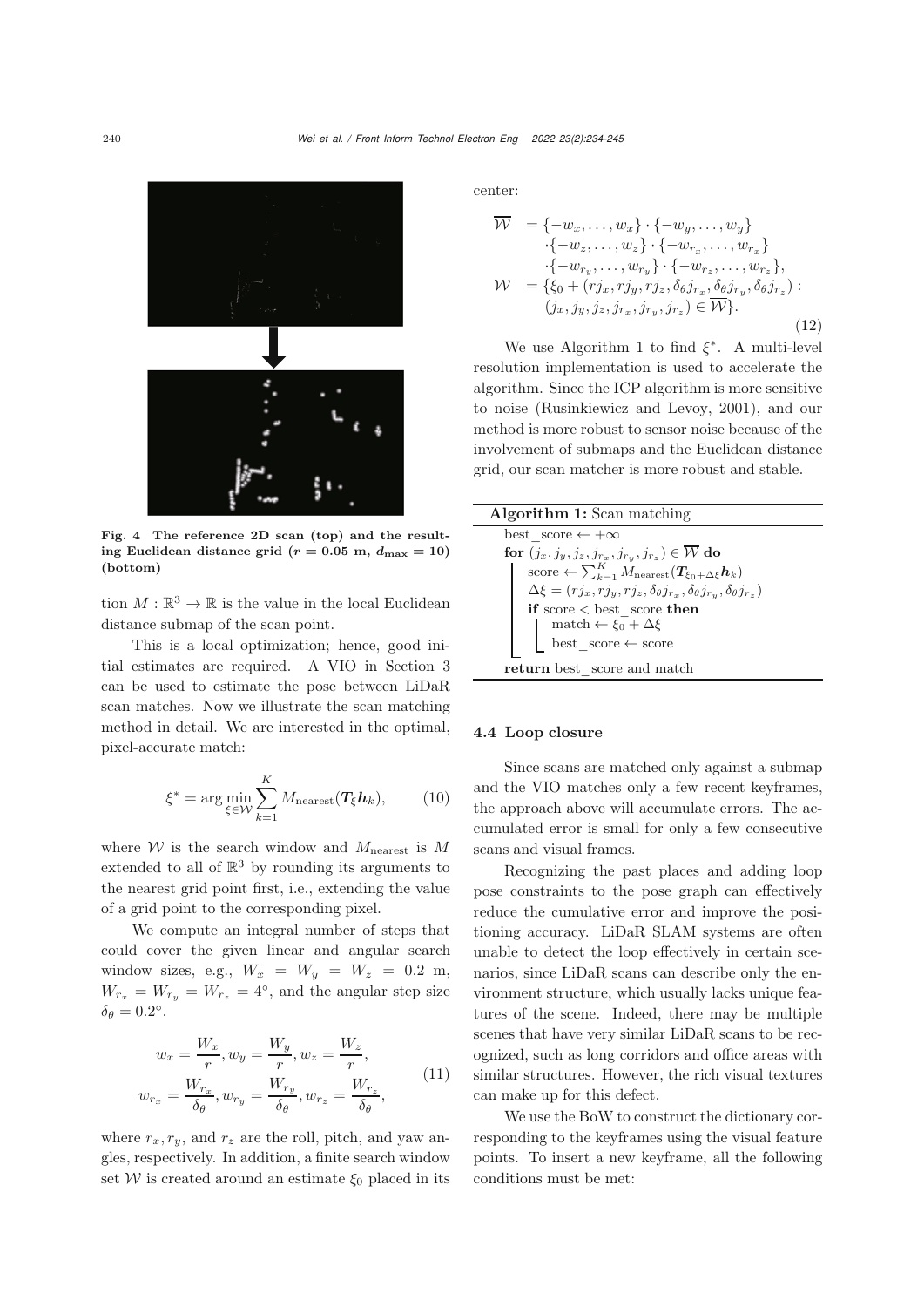Fig. 4 The reference 2D scan (top) and the resulting Euclidean distance grid ($r = 0.05$ m, $d_{\max} = 10$) (bottom)

tion $M : \mathbb{R}^3 \to \mathbb{R}$ is the value in the local Euclidean distance submap of the scan point.

This is a local optimization; hence, good initial estimates are required. A VIO in Section 3 can be used to estimate the pose between LiDaR scan matches. Now we illustrate the scan matching method in detail. We are interested in the optimal, pixel-accurate match:

$$\xi^* = \arg\min_{\xi \in \mathcal{W}} \sum_{k=1}^{K} M_{\text{nearest}}(\boldsymbol{T}_\xi \boldsymbol{h}_k), \tag{10}$$

where $\mathcal{W}$ is the search window and $M_{\text{nearest}}$ is $M$ extended to all of $\mathbb{R}^3$ by rounding its arguments to the nearest grid point first, i.e., extending the value of a grid point to the corresponding pixel.

We compute an integral number of steps that could cover the given linear and angular search window sizes, e.g., $W_x = W_y = W_z = 0.2$ m, $W_{r_x} = W_{r_y} = W_{r_z} = 4°$, and the angular step size $\delta_\theta = 0.2°$.

$$\begin{aligned} w_x &= \frac{W_x}{r}, w_y = \frac{W_y}{r}, w_z = \frac{W_z}{r}, \\ w_{r_x} &= \frac{W_{r_x}}{\delta_\theta}, w_{r_y} = \frac{W_{r_y}}{\delta_\theta}, w_{r_z} = \frac{W_{r_z}}{\delta_\theta}, \end{aligned} \tag{11}$$

where $r_x, r_y$, and $r_z$ are the roll, pitch, and yaw angles, respectively. In addition, a finite search window set $\mathcal{W}$ is created around an estimate $\xi_0$ placed in its center:

$$\begin{aligned} \overline{\mathcal{W}} &= \{-w_x, \ldots, w_x\} \cdot \{-w_y, \ldots, w_y\} \\ &\quad \cdot \{-w_z, \ldots, w_z\} \cdot \{-w_{r_x}, \ldots, w_{r_x}\} \\ &\quad \cdot \{-w_{r_y}, \ldots, w_{r_y}\} \cdot \{-w_{r_z}, \ldots, w_{r_z}\}, \\ \mathcal{W} &= \{\xi_0 + (rj_x, rj_y, rj_z, \delta_\theta j_{r_x}, \delta_\theta j_{r_y}, \delta_\theta j_{r_z}) : \\ &\quad (j_x, j_y, j_z, j_{r_x}, j_{r_y}, j_{r_z}) \in \overline{\mathcal{W}}\}. \end{aligned} \tag{12}$$

We use Algorithm 1 to find $\xi^*$. A multi-level resolution implementation is used to accelerate the algorithm. Since the ICP algorithm is more sensitive to noise (Rusinkiewicz and Levoy, 2001), and our method is more robust to sensor noise because of the involvement of submaps and the Euclidean distance grid, our scan matcher is more robust and stable.

```
Algorithm 1: Scan matching
best_score ← +∞
for (j_x, j_y, j_z, j_{r_x}, j_{r_y}, j_{r_z}) ∈ W̄ do
    score ← Σ_{k=1}^{K} M_nearest(T_{ξ0+Δξ} h_k)
    Δξ = (r j_x, r j_y, r j_z, δθ j_{r_x}, δθ j_{r_y}, δθ j_{r_z})
    if score < best_score then
        match ← ξ0 + Δξ
        best_score ← score
return best_score and match
```

### 4.4 Loop closure

Since scans are matched only against a submap and the VIO matches only a few recent keyframes, the approach above will accumulate errors. The accumulated error is small for only a few consecutive scans and visual frames.

Recognizing the past places and adding loop pose constraints to the pose graph can effectively reduce the cumulative error and improve the positioning accuracy. LiDaR SLAM systems are often unable to detect the loop effectively in certain scenarios, since LiDaR scans can describe only the environment structure, which usually lacks unique features of the scene. Indeed, there may be multiple scenes that have very similar LiDaR scans to be recognized, such as long corridors and office areas with similar structures. However, the rich visual textures can make up for this defect.

We use the BoW to construct the dictionary corresponding to the keyframes using the visual feature points. To insert a new keyframe, all the following conditions must be met: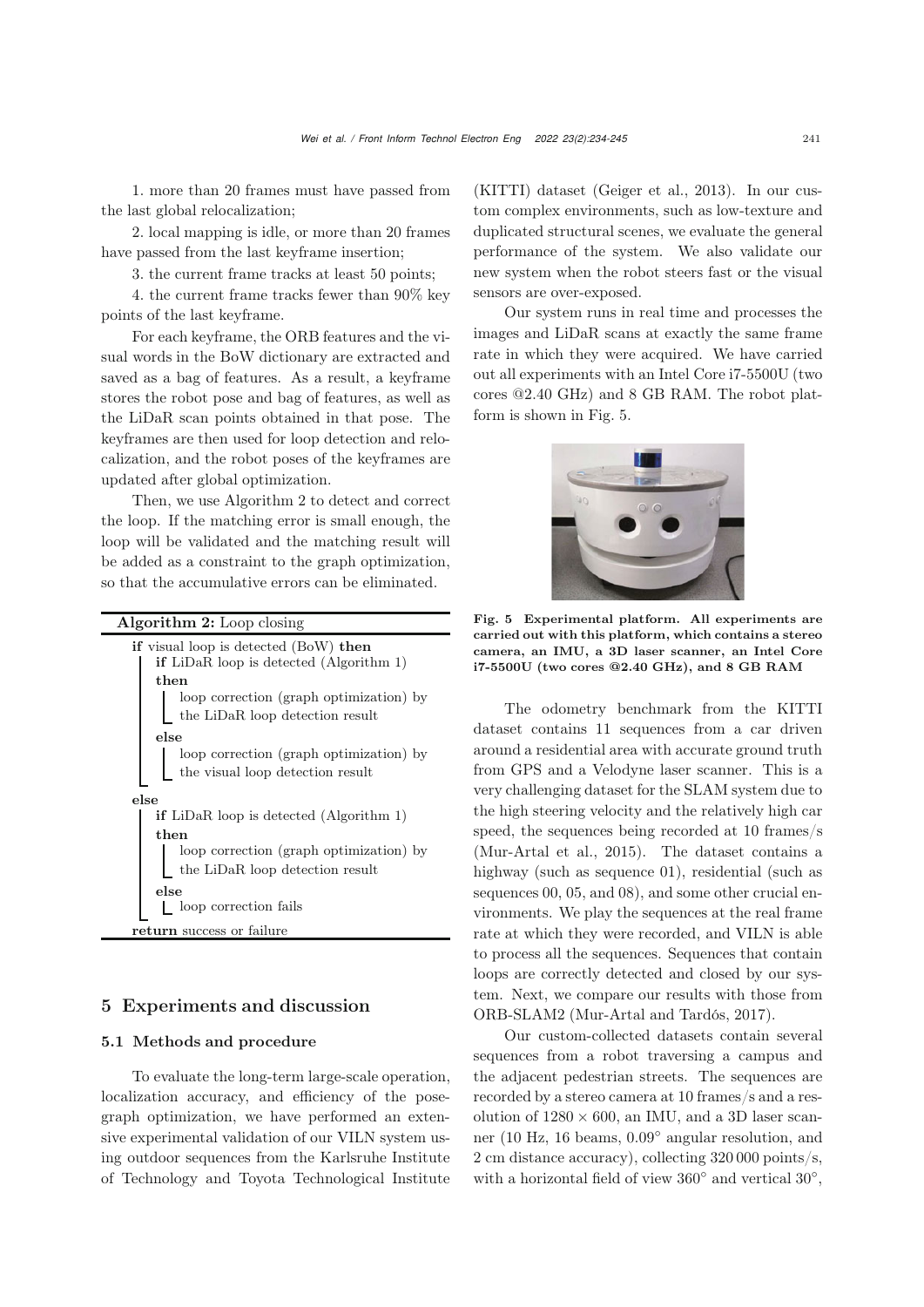1. more than 20 frames must have passed from the last global relocalization;

2. local mapping is idle, or more than 20 frames have passed from the last keyframe insertion;

3. the current frame tracks at least 50 points;

4. the current frame tracks fewer than 90% key points of the last keyframe.

For each keyframe, the ORB features and the visual words in the BoW dictionary are extracted and saved as a bag of features. As a result, a keyframe stores the robot pose and bag of features, as well as the LiDaR scan points obtained in that pose. The keyframes are then used for loop detection and relocalization, and the robot poses of the keyframes are updated after global optimization.

Then, we use Algorithm 2 to detect and correct the loop. If the matching error is small enough, the loop will be validated and the matching result will be added as a constraint to the graph optimization, so that the accumulative errors can be eliminated.

**Algorithm 2:** Loop closing

```
if visual loop is detected (BoW) then
    if LiDaR loop is detected (Algorithm 1) then
        loop correction (graph optimization) by the LiDaR loop detection result
    else
        loop correction (graph optimization) by the visual loop detection result
else
    if LiDaR loop is detected (Algorithm 1) then
        loop correction (graph optimization) by the LiDaR loop detection result
    else
        loop correction fails
return success or failure
```

## 5 Experiments and discussion

### 5.1 Methods and procedure

To evaluate the long-term large-scale operation, localization accuracy, and efficiency of the pose-graph optimization, we have performed an extensive experimental validation of our VILN system using outdoor sequences from the Karlsruhe Institute of Technology and Toyota Technological Institute (KITTI) dataset (Geiger et al., 2013). In our custom complex environments, such as low-texture and duplicated structural scenes, we evaluate the general performance of the system. We also validate our new system when the robot steers fast or the visual sensors are over-exposed.

Our system runs in real time and processes the images and LiDaR scans at exactly the same frame rate in which they were acquired. We have carried out all experiments with an Intel Core i7-5500U (two cores @2.40 GHz) and 8 GB RAM. The robot platform is shown in Fig. 5.

**Fig. 5 Experimental platform. All experiments are carried out with this platform, which contains a stereo camera, an IMU, a 3D laser scanner, an Intel Core i7-5500U (two cores @2.40 GHz), and 8 GB RAM**

The odometry benchmark from the KITTI dataset contains 11 sequences from a car driven around a residential area with accurate ground truth from GPS and a Velodyne laser scanner. This is a very challenging dataset for the SLAM system due to the high steering velocity and the relatively high car speed, the sequences being recorded at 10 frames/s (Mur-Artal et al., 2015). The dataset contains a highway (such as sequence 01), residential (such as sequences 00, 05, and 08), and some other crucial environments. We play the sequences at the real frame rate at which they were recorded, and VILN is able to process all the sequences. Sequences that contain loops are correctly detected and closed by our system. Next, we compare our results with those from ORB-SLAM2 (Mur-Artal and Tardós, 2017).

Our custom-collected datasets contain several sequences from a robot traversing a campus and the adjacent pedestrian streets. The sequences are recorded by a stereo camera at 10 frames/s and a resolution of $1280 \times 600$, an IMU, and a 3D laser scanner (10 Hz, 16 beams, $0.09^{\circ}$ angular resolution, and 2 cm distance accuracy), collecting 320 000 points/s, with a horizontal field of view $360^{\circ}$ and vertical $30^{\circ}$,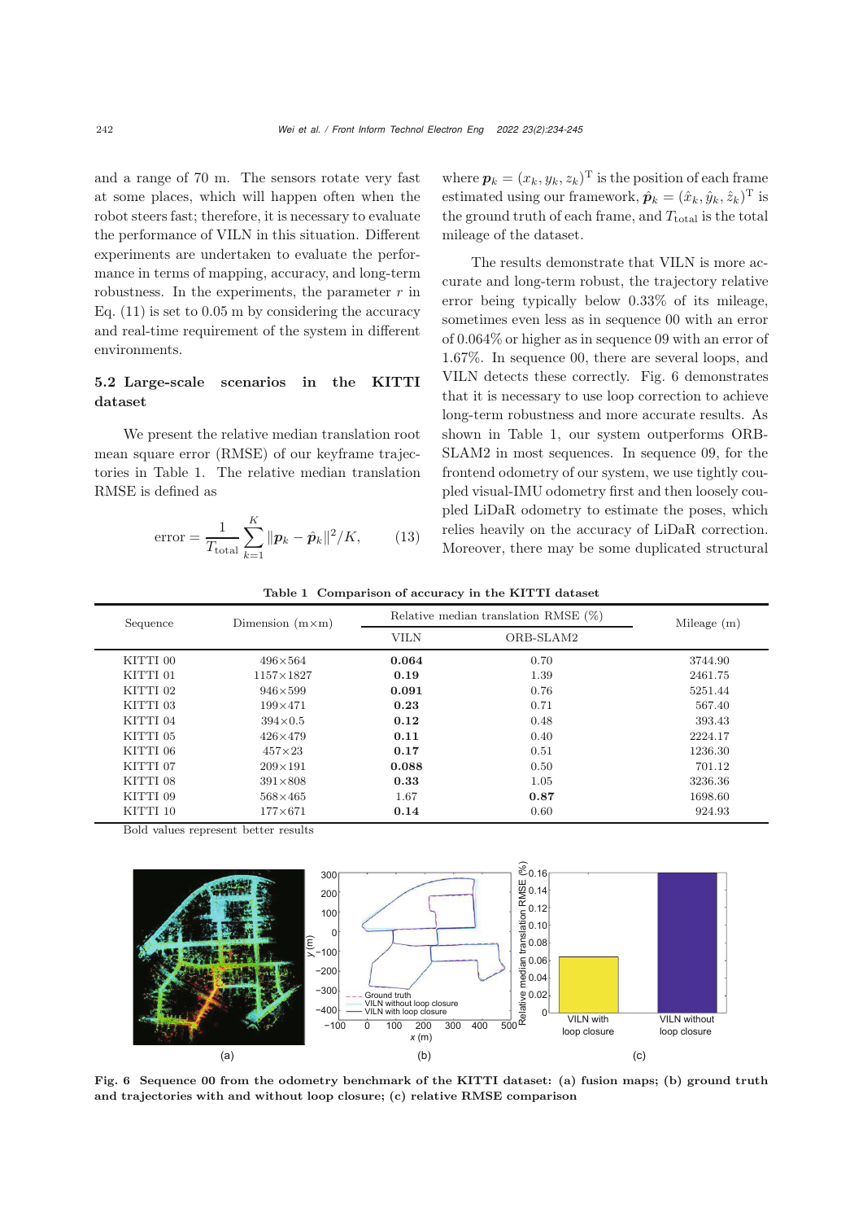and a range of 70 m. The sensors rotate very fast at some places, which will happen often when the robot steers fast; therefore, it is necessary to evaluate the performance of VILN in this situation. Different experiments are undertaken to evaluate the performance in terms of mapping, accuracy, and long-term robustness. In the experiments, the parameter $r$ in Eq. (11) is set to 0.05 m by considering the accuracy and real-time requirement of the system in different environments.

### 5.2 Large-scale scenarios in the KITTI dataset

We present the relative median translation root mean square error (RMSE) of our keyframe trajectories in Table 1. The relative median translation RMSE is defined as

$$\text{error} = \frac{1}{T_{\text{total}}} \sum_{k=1}^{K} \|\boldsymbol{p}_k - \hat{\boldsymbol{p}}_k\|^2 / K, \qquad (13)$$

where $\boldsymbol{p}_k = (x_k, y_k, z_k)^{\text{T}}$ is the position of each frame estimated using our framework, $\hat{\boldsymbol{p}}_k = (\hat{x}_k, \hat{y}_k, \hat{z}_k)^{\text{T}}$ is the ground truth of each frame, and $T_{\text{total}}$ is the total mileage of the dataset.

The results demonstrate that VILN is more accurate and long-term robust, the trajectory relative error being typically below 0.33% of its mileage, sometimes even less as in sequence 00 with an error of 0.064% or higher as in sequence 09 with an error of 1.67%. In sequence 00, there are several loops, and VILN detects these correctly. Fig. 6 demonstrates that it is necessary to use loop correction to achieve long-term robustness and more accurate results. As shown in Table 1, our system outperforms ORB-SLAM2 in most sequences. In sequence 09, for the frontend odometry of our system, we use tightly coupled visual-IMU odometry first and then loosely coupled LiDaR odometry to estimate the poses, which relies heavily on the accuracy of LiDaR correction. Moreover, there may be some duplicated structural

**Table 1 Comparison of accuracy in the KITTI dataset**

| Sequence | Dimension (m×m) | Relative median translation RMSE (%) | | Mileage (m) |
|---|---|---|---|---|
| | | VILN | ORB-SLAM2 | |
| KITTI 00 | 496×564 | **0.064** | 0.70 | 3744.90 |
| KITTI 01 | 1157×1827 | **0.19** | 1.39 | 2461.75 |
| KITTI 02 | 946×599 | **0.091** | 0.76 | 5251.44 |
| KITTI 03 | 199×471 | **0.23** | 0.71 | 567.40 |
| KITTI 04 | 394×0.5 | **0.12** | 0.48 | 393.43 |
| KITTI 05 | 426×479 | **0.11** | 0.40 | 2224.17 |
| KITTI 06 | 457×23 | **0.17** | 0.51 | 1236.30 |
| KITTI 07 | 209×191 | **0.088** | 0.50 | 701.12 |
| KITTI 08 | 391×808 | **0.33** | 1.05 | 3236.36 |
| KITTI 09 | 568×465 | 1.67 | **0.87** | 1698.60 |
| KITTI 10 | 177×671 | **0.14** | 0.60 | 924.93 |

Bold values represent better results

**Fig. 6 Sequence 00 from the odometry benchmark of the KITTI dataset: (a) fusion maps; (b) ground truth and trajectories with and without loop closure; (c) relative RMSE comparison**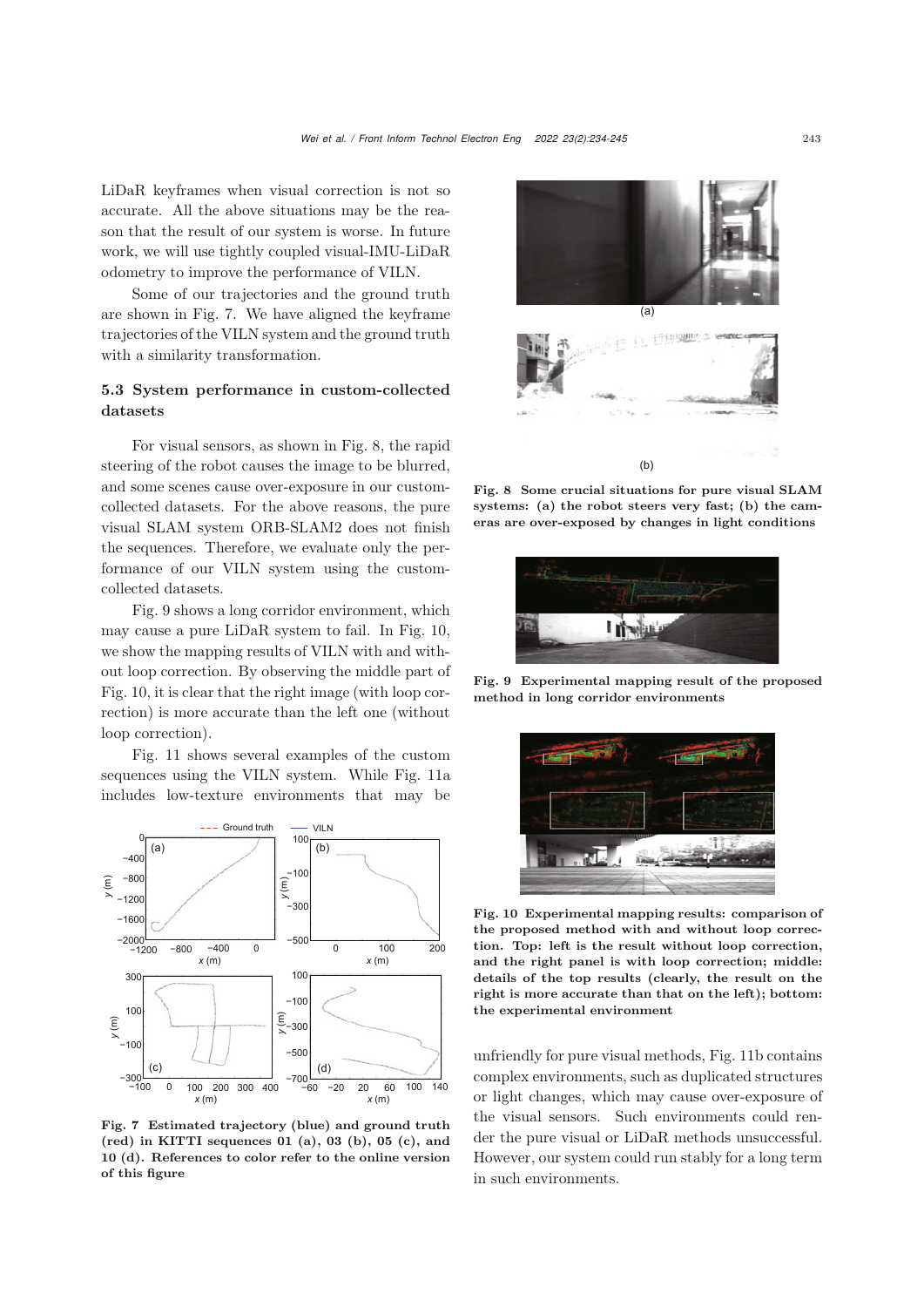LiDaR keyframes when visual correction is not so accurate. All the above situations may be the reason that the result of our system is worse. In future work, we will use tightly coupled visual-IMU-LiDaR odometry to improve the performance of VILN.

Some of our trajectories and the ground truth are shown in Fig. 7. We have aligned the keyframe trajectories of the VILN system and the ground truth with a similarity transformation.

### 5.3 System performance in custom-collected datasets

For visual sensors, as shown in Fig. 8, the rapid steering of the robot causes the image to be blurred, and some scenes cause over-exposure in our custom-collected datasets. For the above reasons, the pure visual SLAM system ORB-SLAM2 does not finish the sequences. Therefore, we evaluate only the performance of our VILN system using the custom-collected datasets.

Fig. 9 shows a long corridor environment, which may cause a pure LiDaR system to fail. In Fig. 10, we show the mapping results of VILN with and without loop correction. By observing the middle part of Fig. 10, it is clear that the right image (with loop correction) is more accurate than the left one (without loop correction).

Fig. 11 shows several examples of the custom sequences using the VILN system. While Fig. 11a includes low-texture environments that may be unfriendly for pure visual methods, Fig. 11b contains complex environments, such as duplicated structures or light changes, which may cause over-exposure of the visual sensors. Such environments could render the pure visual or LiDaR methods unsuccessful. However, our system could run stably for a long term in such environments.

**Fig. 7 Estimated trajectory (blue) and ground truth (red) in KITTI sequences 01 (a), 03 (b), 05 (c), and 10 (d). References to color refer to the online version of this figure**

**Fig. 8 Some crucial situations for pure visual SLAM systems: (a) the robot steers very fast; (b) the cameras are over-exposed by changes in light conditions**

**Fig. 9 Experimental mapping result of the proposed method in long corridor environments**

**Fig. 10 Experimental mapping results: comparison of the proposed method with and without loop correction. Top: left is the result without loop correction, and the right panel is with loop correction; middle: details of the top results (clearly, the result on the right is more accurate than that on the left); bottom: the experimental environment**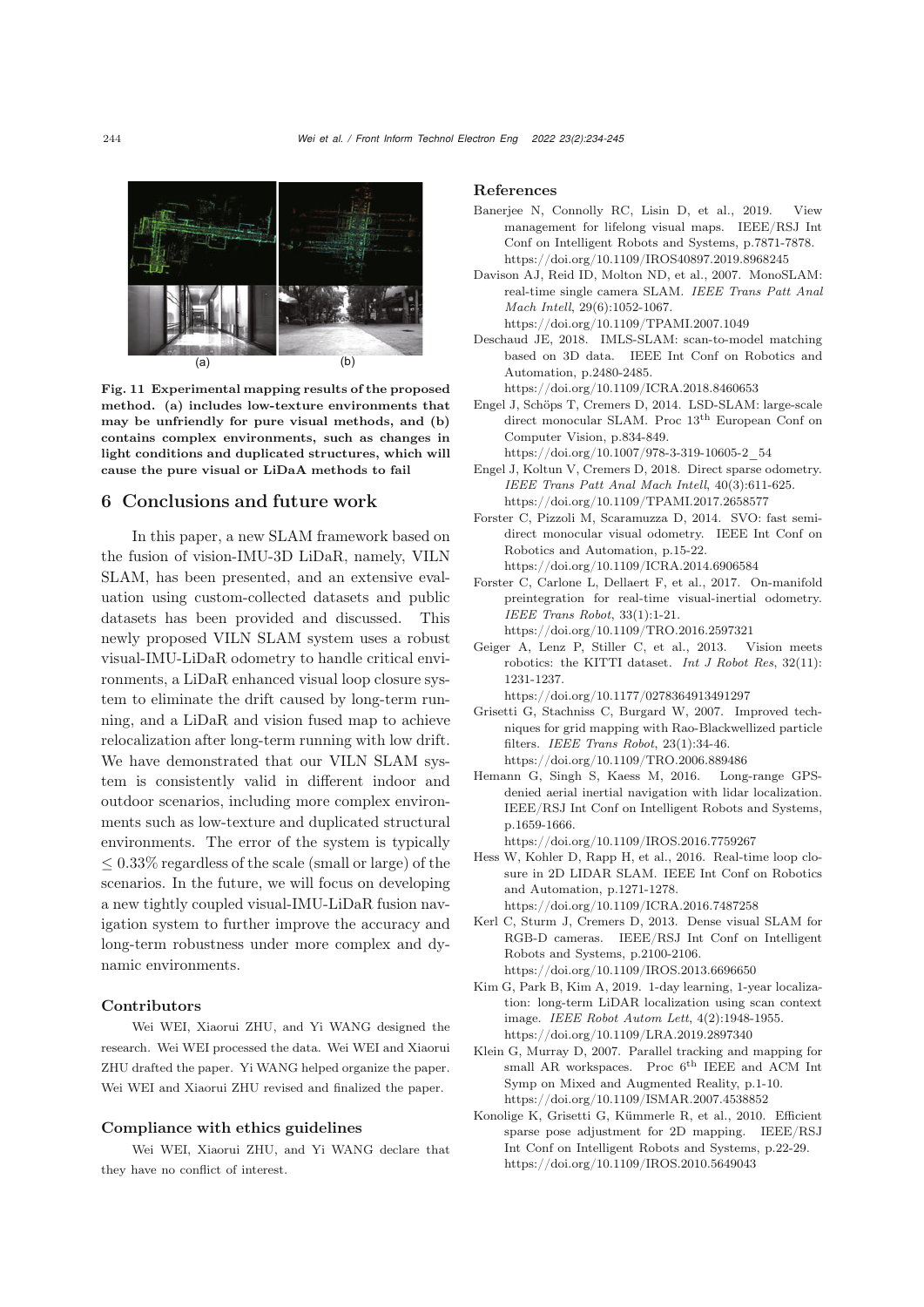Fig. 11 Experimental mapping results of the proposed method. (a) includes low-texture environments that may be unfriendly for pure visual methods, and (b) contains complex environments, such as changes in light conditions and duplicated structures, which will cause the pure visual or LiDaA methods to fail

## 6 Conclusions and future work

In this paper, a new SLAM framework based on the fusion of vision-IMU-3D LiDaR, namely, VILN SLAM, has been presented, and an extensive evaluation using custom-collected datasets and public datasets has been provided and discussed. This newly proposed VILN SLAM system uses a robust visual-IMU-LiDaR odometry to handle critical environments, a LiDaR enhanced visual loop closure system to eliminate the drift caused by long-term running, and a LiDaR and vision fused map to achieve relocalization after long-term running with low drift. We have demonstrated that our VILN SLAM system is consistently valid in different indoor and outdoor scenarios, including more complex environments such as low-texture and duplicated structural environments. The error of the system is typically $\leq 0.33\%$ regardless of the scale (small or large) of the scenarios. In the future, we will focus on developing a new tightly coupled visual-IMU-LiDaR fusion navigation system to further improve the accuracy and long-term robustness under more complex and dynamic environments.

### Contributors

Wei WEI, Xiaorui ZHU, and Yi WANG designed the research. Wei WEI processed the data. Wei WEI and Xiaorui ZHU drafted the paper. Yi WANG helped organize the paper. Wei WEI and Xiaorui ZHU revised and finalized the paper.

### Compliance with ethics guidelines

Wei WEI, Xiaorui ZHU, and Yi WANG declare that they have no conflict of interest.

### References

Banerjee N, Connolly RC, Lisin D, et al., 2019. View management for lifelong visual maps. IEEE/RSJ Int Conf on Intelligent Robots and Systems, p.7871-7878. https://doi.org/10.1109/IROS40897.2019.8968245

Davison AJ, Reid ID, Molton ND, et al., 2007. MonoSLAM: real-time single camera SLAM. *IEEE Trans Patt Anal Mach Intell*, 29(6):1052-1067. https://doi.org/10.1109/TPAMI.2007.1049

Deschaud JE, 2018. IMLS-SLAM: scan-to-model matching based on 3D data. IEEE Int Conf on Robotics and Automation, p.2480-2485. https://doi.org/10.1109/ICRA.2018.8460653

Engel J, Schöps T, Cremers D, 2014. LSD-SLAM: large-scale direct monocular SLAM. Proc 13th European Conf on Computer Vision, p.834-849. https://doi.org/10.1007/978-3-319-10605-2_54

Engel J, Koltun V, Cremers D, 2018. Direct sparse odometry. *IEEE Trans Patt Anal Mach Intell*, 40(3):611-625. https://doi.org/10.1109/TPAMI.2017.2658577

Forster C, Pizzoli M, Scaramuzza D, 2014. SVO: fast semi-direct monocular visual odometry. IEEE Int Conf on Robotics and Automation, p.15-22. https://doi.org/10.1109/ICRA.2014.6906584

Forster C, Carlone L, Dellaert F, et al., 2017. On-manifold preintegration for real-time visual-inertial odometry. *IEEE Trans Robot*, 33(1):1-21. https://doi.org/10.1109/TRO.2016.2597321

Geiger A, Lenz P, Stiller C, et al., 2013. Vision meets robotics: the KITTI dataset. *Int J Robot Res*, 32(11):1231-1237. https://doi.org/10.1177/0278364913491297

Grisetti G, Stachniss C, Burgard W, 2007. Improved techniques for grid mapping with Rao-Blackwellized particle filters. *IEEE Trans Robot*, 23(1):34-46. https://doi.org/10.1109/TRO.2006.889486

Hemann G, Singh S, Kaess M, 2016. Long-range GPS-denied aerial inertial navigation with lidar localization. IEEE/RSJ Int Conf on Intelligent Robots and Systems, p.1659-1666. https://doi.org/10.1109/IROS.2016.7759267

Hess W, Kohler D, Rapp H, et al., 2016. Real-time loop closure in 2D LIDAR SLAM. IEEE Int Conf on Robotics and Automation, p.1271-1278. https://doi.org/10.1109/ICRA.2016.7487258

Kerl C, Sturm J, Cremers D, 2013. Dense visual SLAM for RGB-D cameras. IEEE/RSJ Int Conf on Intelligent Robots and Systems, p.2100-2106. https://doi.org/10.1109/IROS.2013.6696650

Kim G, Park B, Kim A, 2019. 1-day learning, 1-year localization: long-term LiDAR localization using scan context image. *IEEE Robot Autom Lett*, 4(2):1948-1955. https://doi.org/10.1109/LRA.2019.2897340

Klein G, Murray D, 2007. Parallel tracking and mapping for small AR workspaces. Proc 6th IEEE and ACM Int Symp on Mixed and Augmented Reality, p.1-10. https://doi.org/10.1109/ISMAR.2007.4538852

Konolige K, Grisetti G, Kümmerle R, et al., 2010. Efficient sparse pose adjustment for 2D mapping. IEEE/RSJ Int Conf on Intelligent Robots and Systems, p.22-29. https://doi.org/10.1109/IROS.2010.5649043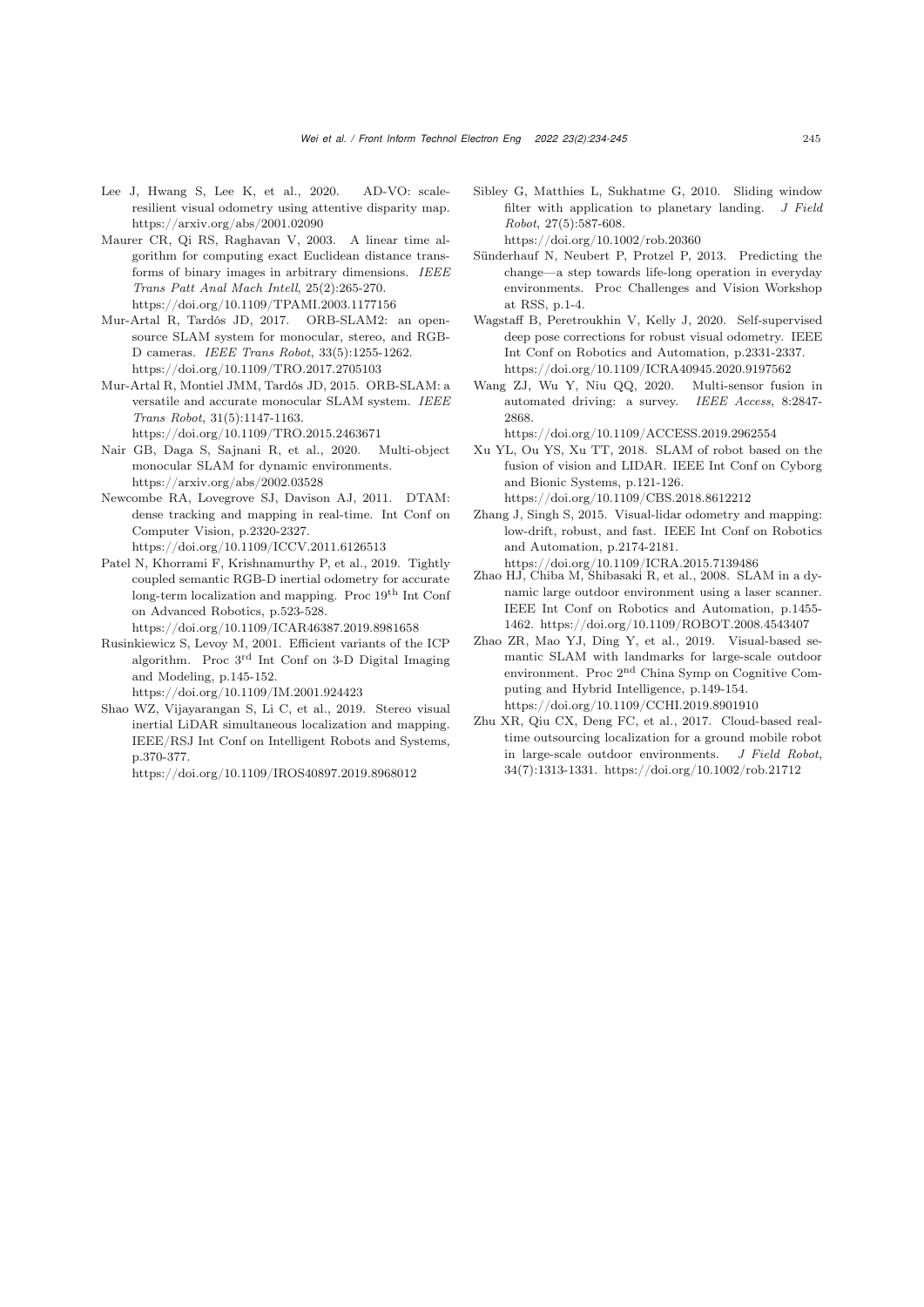Lee J, Hwang S, Lee K, et al., 2020. AD-VO: scale-resilient visual odometry using attentive disparity map. https://arxiv.org/abs/2001.02090

Maurer CR, Qi RS, Raghavan V, 2003. A linear time algorithm for computing exact Euclidean distance transforms of binary images in arbitrary dimensions. *IEEE Trans Patt Anal Mach Intell*, 25(2):265-270. https://doi.org/10.1109/TPAMI.2003.1177156

Mur-Artal R, Tardós JD, 2017. ORB-SLAM2: an open-source SLAM system for monocular, stereo, and RGB-D cameras. *IEEE Trans Robot*, 33(5):1255-1262. https://doi.org/10.1109/TRO.2017.2705103

Mur-Artal R, Montiel JMM, Tardós JD, 2015. ORB-SLAM: a versatile and accurate monocular SLAM system. *IEEE Trans Robot*, 31(5):1147-1163. https://doi.org/10.1109/TRO.2015.2463671

Nair GB, Daga S, Sajnani R, et al., 2020. Multi-object monocular SLAM for dynamic environments. https://arxiv.org/abs/2002.03528

Newcombe RA, Lovegrove SJ, Davison AJ, 2011. DTAM: dense tracking and mapping in real-time. Int Conf on Computer Vision, p.2320-2327. https://doi.org/10.1109/ICCV.2011.6126513

Patel N, Khorrami F, Krishnamurthy P, et al., 2019. Tightly coupled semantic RGB-D inertial odometry for accurate long-term localization and mapping. Proc 19th Int Conf on Advanced Robotics, p.523-528. https://doi.org/10.1109/ICAR46387.2019.8981658

Rusinkiewicz S, Levoy M, 2001. Efficient variants of the ICP algorithm. Proc 3rd Int Conf on 3-D Digital Imaging and Modeling, p.145-152. https://doi.org/10.1109/IM.2001.924423

Shao WZ, Vijayarangan S, Li C, et al., 2019. Stereo visual inertial LiDAR simultaneous localization and mapping. IEEE/RSJ Int Conf on Intelligent Robots and Systems, p.370-377. https://doi.org/10.1109/IROS40897.2019.8968012

Sibley G, Matthies L, Sukhatme G, 2010. Sliding window filter with application to planetary landing. *J Field Robot*, 27(5):587-608. https://doi.org/10.1002/rob.20360

Sünderhauf N, Neubert P, Protzel P, 2013. Predicting the change—a step towards life-long operation in everyday environments. Proc Challenges and Vision Workshop at RSS, p.1-4.

Wagstaff B, Peretroukhin V, Kelly J, 2020. Self-supervised deep pose corrections for robust visual odometry. IEEE Int Conf on Robotics and Automation, p.2331-2337. https://doi.org/10.1109/ICRA40945.2020.9197562

Wang ZJ, Wu Y, Niu QQ, 2020. Multi-sensor fusion in automated driving: a survey. *IEEE Access*, 8:2847-2868. https://doi.org/10.1109/ACCESS.2019.2962554

Xu YL, Ou YS, Xu TT, 2018. SLAM of robot based on the fusion of vision and LIDAR. IEEE Int Conf on Cyborg and Bionic Systems, p.121-126. https://doi.org/10.1109/CBS.2018.8612212

Zhang J, Singh S, 2015. Visual-lidar odometry and mapping: low-drift, robust, and fast. IEEE Int Conf on Robotics and Automation, p.2174-2181. https://doi.org/10.1109/ICRA.2015.7139486

Zhao HJ, Chiba M, Shibasaki R, et al., 2008. SLAM in a dynamic large outdoor environment using a laser scanner. IEEE Int Conf on Robotics and Automation, p.1455-1462. https://doi.org/10.1109/ROBOT.2008.4543407

Zhao ZR, Mao YJ, Ding Y, et al., 2019. Visual-based semantic SLAM with landmarks for large-scale outdoor environment. Proc 2nd China Symp on Cognitive Computing and Hybrid Intelligence, p.149-154. https://doi.org/10.1109/CCHI.2019.8901910

Zhu XR, Qiu CX, Deng FC, et al., 2017. Cloud-based real-time outsourcing localization for a ground mobile robot in large-scale outdoor environments. *J Field Robot*, 34(7):1313-1331. https://doi.org/10.1002/rob.21712